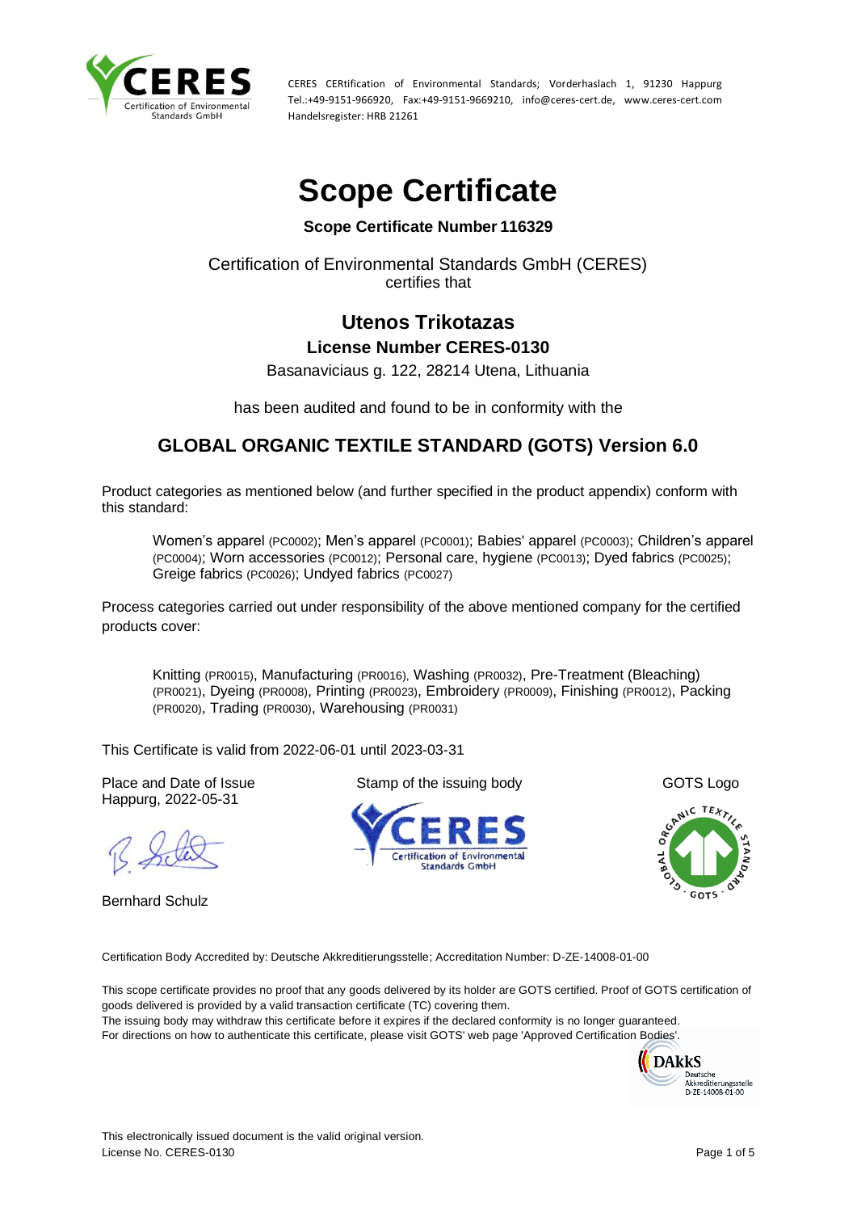CERES CERtification of Environmental Standards; Vorderhaslach 1, 91230 Happurg
Tel.:+49-9151-966920, Fax:+49-9151-9669210, info@ceres-cert.de, www.ceres-cert.com
Handelsregister: HRB 21261

# Scope Certificate

**Scope Certificate Number 116329**

Certification of Environmental Standards GmbH (CERES)
certifies that

## Utenos Trikotazas

**License Number CERES-0130**

Basanaviciaus g. 122, 28214 Utena, Lithuania

has been audited and found to be in conformity with the

## GLOBAL ORGANIC TEXTILE STANDARD (GOTS) Version 6.0

Product categories as mentioned below (and further specified in the product appendix) conform with this standard:

Women's apparel (PC0002); Men's apparel (PC0001); Babies' apparel (PC0003); Children's apparel (PC0004); Worn accessories (PC0012); Personal care, hygiene (PC0013); Dyed fabrics (PC0025); Greige fabrics (PC0026); Undyed fabrics (PC0027)

Process categories carried out under responsibility of the above mentioned company for the certified products cover:

Knitting (PR0015), Manufacturing (PR0016), Washing (PR0032), Pre-Treatment (Bleaching) (PR0021), Dyeing (PR0008), Printing (PR0023), Embroidery (PR0009), Finishing (PR0012), Packing (PR0020), Trading (PR0030), Warehousing (PR0031)

This Certificate is valid from 2022-06-01 until 2023-03-31

| Place and Date of Issue | Stamp of the issuing body | GOTS Logo |
| --- | --- | --- |
| Happurg, 2022-05-31 | | |

Bernhard Schulz

Certification Body Accredited by: Deutsche Akkreditierungsstelle; Accreditation Number: D-ZE-14008-01-00

This scope certificate provides no proof that any goods delivered by its holder are GOTS certified. Proof of GOTS certification of goods delivered is provided by a valid transaction certificate (TC) covering them.
The issuing body may withdraw this certificate before it expires if the declared conformity is no longer guaranteed.
For directions on how to authenticate this certificate, please visit GOTS' web page 'Approved Certification Bodies'.

DAkkS Deutsche Akkreditierungsstelle D-ZE-14008-01-00

This electronically issued document is the valid original version.
License No. CERES-0130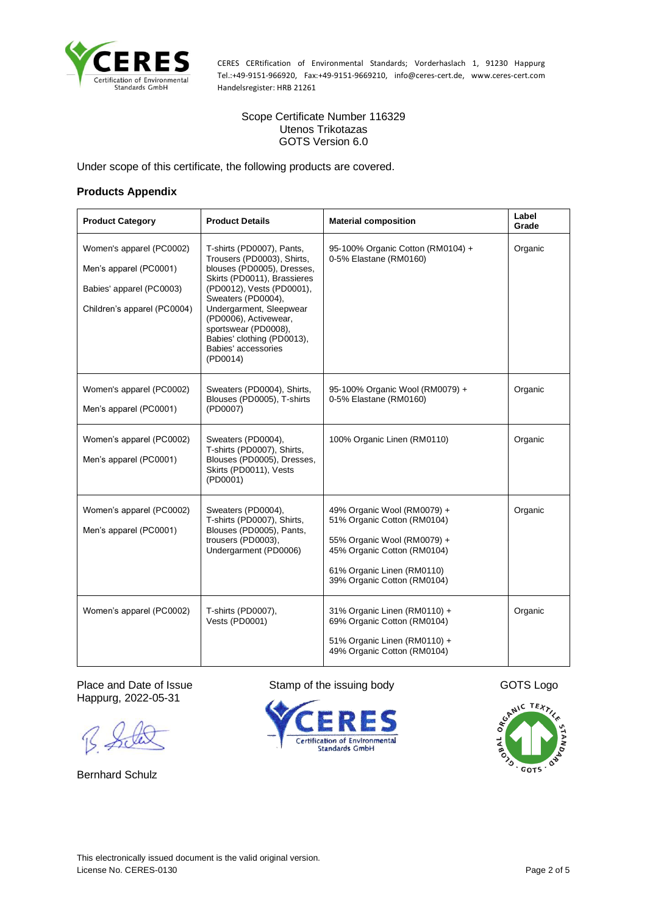CERES CERtification of Environmental Standards; Vorderhaslach 1, 91230 Happurg
Tel.:+49-9151-966920, Fax:+49-9151-9669210, info@ceres-cert.de, www.ceres-cert.com
Handelsregister: HRB 21261

Scope Certificate Number 116329
Utenos Trikotazas
GOTS Version 6.0

Under scope of this certificate, the following products are covered.

## Products Appendix

| Product Category | Product Details | Material composition | Label Grade |
|---|---|---|---|
| Women's apparel (PC0002)<br>Men's apparel (PC0001)<br>Babies' apparel (PC0003)<br>Children's apparel (PC0004) | T-shirts (PD0007), Pants, Trousers (PD0003), Shirts, blouses (PD0005), Dresses, Skirts (PD0011), Brassieres (PD0012), Vests (PD0001), Sweaters (PD0004), Undergarment, Sleepwear (PD0006), Activewear, sportswear (PD0008), Babies' clothing (PD0013), Babies' accessories (PD0014) | 95-100% Organic Cotton (RM0104) + 0-5% Elastane (RM0160) | Organic |
| Women's apparel (PC0002)<br>Men's apparel (PC0001) | Sweaters (PD0004), Shirts, Blouses (PD0005), T-shirts (PD0007) | 95-100% Organic Wool (RM0079) + 0-5% Elastane (RM0160) | Organic |
| Women's apparel (PC0002)<br>Men's apparel (PC0001) | Sweaters (PD0004), T-shirts (PD0007), Shirts, Blouses (PD0005), Dresses, Skirts (PD0011), Vests (PD0001) | 100% Organic Linen (RM0110) | Organic |
| Women's apparel (PC0002)<br>Men's apparel (PC0001) | Sweaters (PD0004), T-shirts (PD0007), Shirts, Blouses (PD0005), Pants, trousers (PD0003), Undergarment (PD0006) | 49% Organic Wool (RM0079) + 51% Organic Cotton (RM0104)<br>55% Organic Wool (RM0079) + 45% Organic Cotton (RM0104)<br>61% Organic Linen (RM0110) 39% Organic Cotton (RM0104) | Organic |
| Women's apparel (PC0002) | T-shirts (PD0007), Vests (PD0001) | 31% Organic Linen (RM0110) + 69% Organic Cotton (RM0104)<br>51% Organic Linen (RM0110) + 49% Organic Cotton (RM0104) | Organic |

Place and Date of Issue
Happurg, 2022-05-31

Bernhard Schulz

Stamp of the issuing body

GOTS Logo

This electronically issued document is the valid original version.
License No. CERES-0130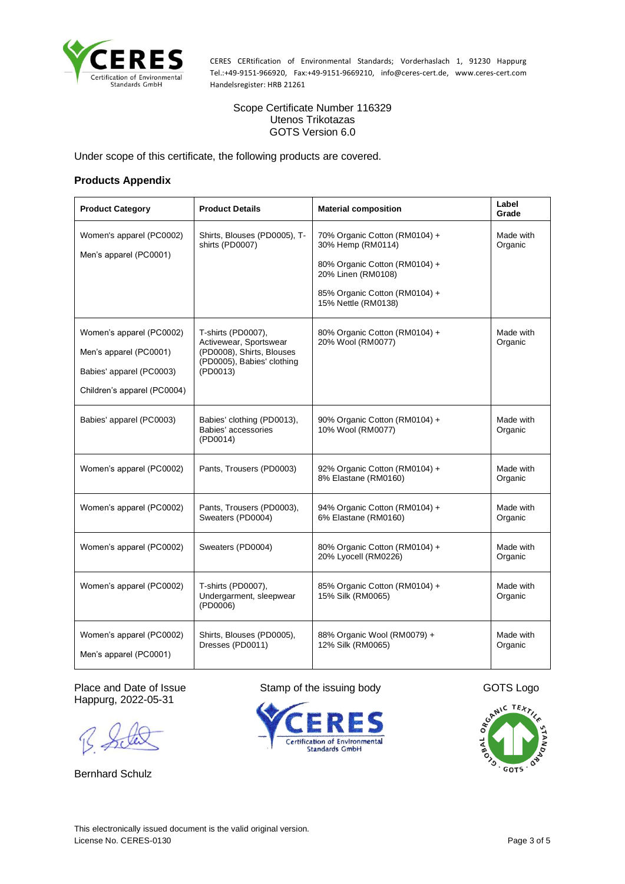CERES CERtification of Environmental Standards; Vorderhaslach 1, 91230 Happurg
Tel.:+49-9151-966920, Fax:+49-9151-9669210, info@ceres-cert.de, www.ceres-cert.com
Handelsregister: HRB 21261

Scope Certificate Number 116329
Utenos Trikotazas
GOTS Version 6.0

Under scope of this certificate, the following products are covered.

## Products Appendix

| Product Category | Product Details | Material composition | Label Grade |
|---|---|---|---|
| Women's apparel (PC0002)<br>Men's apparel (PC0001) | Shirts, Blouses (PD0005), T-shirts (PD0007) | 70% Organic Cotton (RM0104) + 30% Hemp (RM0114)<br>80% Organic Cotton (RM0104) + 20% Linen (RM0108)<br>85% Organic Cotton (RM0104) + 15% Nettle (RM0138) | Made with Organic |
| Women's apparel (PC0002)<br>Men's apparel (PC0001)<br>Babies' apparel (PC0003)<br>Children's apparel (PC0004) | T-shirts (PD0007), Activewear, Sportswear (PD0008), Shirts, Blouses (PD0005), Babies' clothing (PD0013) | 80% Organic Cotton (RM0104) + 20% Wool (RM0077) | Made with Organic |
| Babies' apparel (PC0003) | Babies' clothing (PD0013), Babies' accessories (PD0014) | 90% Organic Cotton (RM0104) + 10% Wool (RM0077) | Made with Organic |
| Women's apparel (PC0002) | Pants, Trousers (PD0003) | 92% Organic Cotton (RM0104) + 8% Elastane (RM0160) | Made with Organic |
| Women's apparel (PC0002) | Pants, Trousers (PD0003), Sweaters (PD0004) | 94% Organic Cotton (RM0104) + 6% Elastane (RM0160) | Made with Organic |
| Women's apparel (PC0002) | Sweaters (PD0004) | 80% Organic Cotton (RM0104) + 20% Lyocell (RM0226) | Made with Organic |
| Women's apparel (PC0002) | T-shirts (PD0007), Undergarment, sleepwear (PD0006) | 85% Organic Cotton (RM0104) + 15% Silk (RM0065) | Made with Organic |
| Women's apparel (PC0002)<br>Men's apparel (PC0001) | Shirts, Blouses (PD0005), Dresses (PD0011) | 88% Organic Wool (RM0079) + 12% Silk (RM0065) | Made with Organic |

Place and Date of Issue
Happurg, 2022-05-31

Bernhard Schulz

Stamp of the issuing body

GOTS Logo

This electronically issued document is the valid original version.
License No. CERES-0130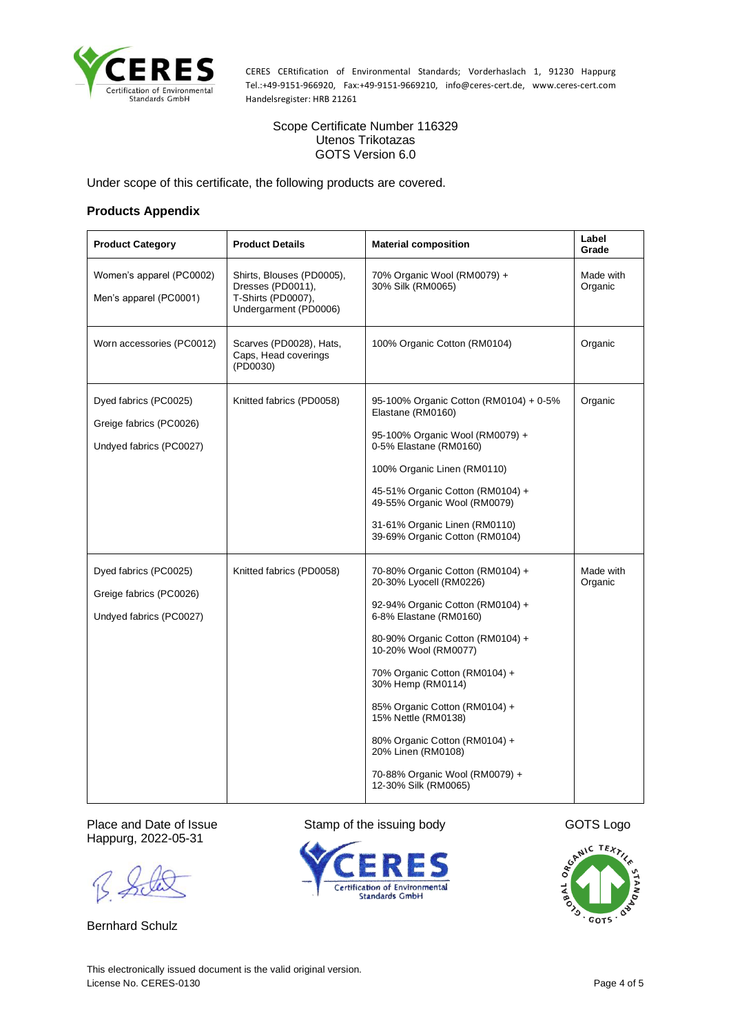CERES CERtification of Environmental Standards; Vorderhaslach 1, 91230 Happurg
Tel.:+49-9151-966920, Fax:+49-9151-9669210, info@ceres-cert.de, www.ceres-cert.com
Handelsregister: HRB 21261

Scope Certificate Number 116329
Utenos Trikotazas
GOTS Version 6.0

Under scope of this certificate, the following products are covered.

## Products Appendix

| Product Category | Product Details | Material composition | Label Grade |
|---|---|---|---|
| Women's apparel (PC0002)<br>Men's apparel (PC0001) | Shirts, Blouses (PD0005), Dresses (PD0011), T-Shirts (PD0007), Undergarment (PD0006) | 70% Organic Wool (RM0079) + 30% Silk (RM0065) | Made with Organic |
| Worn accessories (PC0012) | Scarves (PD0028), Hats, Caps, Head coverings (PD0030) | 100% Organic Cotton (RM0104) | Organic |
| Dyed fabrics (PC0025)<br>Greige fabrics (PC0026)<br>Undyed fabrics (PC0027) | Knitted fabrics (PD0058) | 95-100% Organic Cotton (RM0104) + 0-5% Elastane (RM0160)<br>95-100% Organic Wool (RM0079) + 0-5% Elastane (RM0160)<br>100% Organic Linen (RM0110)<br>45-51% Organic Cotton (RM0104) + 49-55% Organic Wool (RM0079)<br>31-61% Organic Linen (RM0110) 39-69% Organic Cotton (RM0104) | Organic |
| Dyed fabrics (PC0025)<br>Greige fabrics (PC0026)<br>Undyed fabrics (PC0027) | Knitted fabrics (PD0058) | 70-80% Organic Cotton (RM0104) + 20-30% Lyocell (RM0226)<br>92-94% Organic Cotton (RM0104) + 6-8% Elastane (RM0160)<br>80-90% Organic Cotton (RM0104) + 10-20% Wool (RM0077)<br>70% Organic Cotton (RM0104) + 30% Hemp (RM0114)<br>85% Organic Cotton (RM0104) + 15% Nettle (RM0138)<br>80% Organic Cotton (RM0104) + 20% Linen (RM0108)<br>70-88% Organic Wool (RM0079) + 12-30% Silk (RM0065) | Made with Organic |

Place and Date of Issue
Happurg, 2022-05-31

Bernhard Schulz

Stamp of the issuing body

GOTS Logo

This electronically issued document is the valid original version.
License No. CERES-0130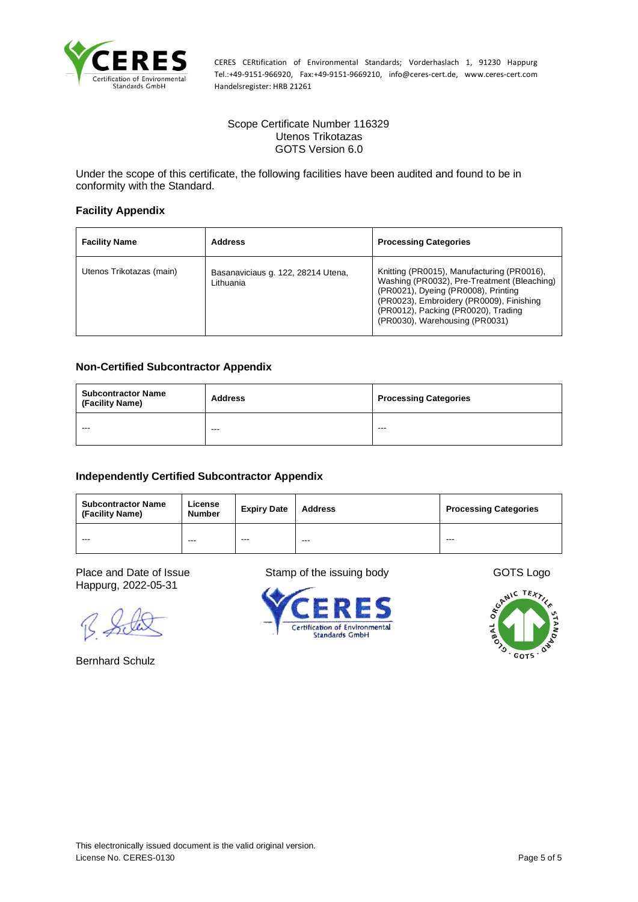CERES CERtification of Environmental Standards; Vorderhaslach 1, 91230 Happurg
Tel.:+49-9151-966920, Fax:+49-9151-9669210, info@ceres-cert.de, www.ceres-cert.com
Handelsregister: HRB 21261

Scope Certificate Number 116329
Utenos Trikotazas
GOTS Version 6.0

Under the scope of this certificate, the following facilities have been audited and found to be in conformity with the Standard.

### Facility Appendix

| Facility Name | Address | Processing Categories |
|---|---|---|
| Utenos Trikotazas (main) | Basanaviciaus g. 122, 28214 Utena, Lithuania | Knitting (PR0015), Manufacturing (PR0016), Washing (PR0032), Pre-Treatment (Bleaching) (PR0021), Dyeing (PR0008), Printing (PR0023), Embroidery (PR0009), Finishing (PR0012), Packing (PR0020), Trading (PR0030), Warehousing (PR0031) |

### Non-Certified Subcontractor Appendix

| Subcontractor Name (Facility Name) | Address | Processing Categories |
|---|---|---|
| --- | --- | --- |

### Independently Certified Subcontractor Appendix

| Subcontractor Name (Facility Name) | License Number | Expiry Date | Address | Processing Categories |
|---|---|---|---|---|
| --- | --- | --- | --- | --- |

Place and Date of Issue
Happurg, 2022-05-31

Bernhard Schulz

Stamp of the issuing body

GOTS Logo

This electronically issued document is the valid original version.
License No. CERES-0130